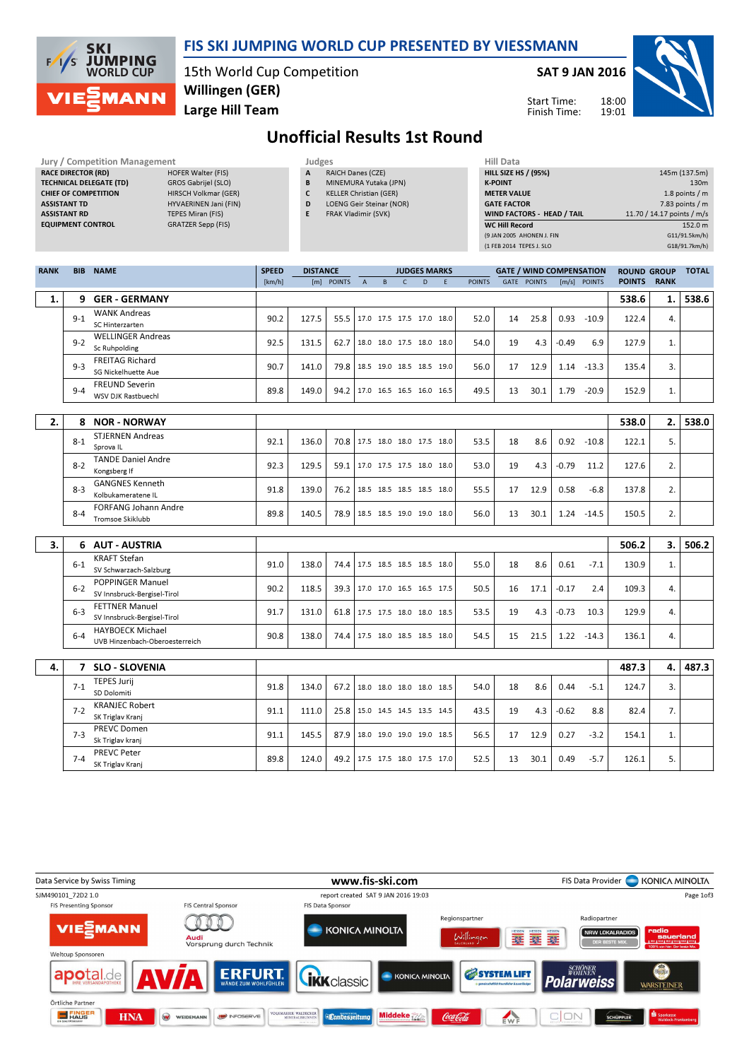# FIS SKI JUMPING WORLD CUP PRESENTED BY VIESSMANN

15th World Cup Competition
**Willingen (GER)**
**Large Hill Team**

**SAT 9 JAN 2016**

Start Time: 18:00
Finish Time: 19:01

## Unofficial Results 1st Round

| Jury / Competition Management | |
|---|---|
| **RACE DIRECTOR (RD)** | HOFER Walter (FIS) |
| **TECHNICAL DELEGATE (TD)** | GROS Gabrijel (SLO) |
| **CHIEF OF COMPETITION** | HIRSCH Volkmar (GER) |
| **ASSISTANT TD** | HYVAERINEN Jani (FIN) |
| **ASSISTANT RD** | TEPES Miran (FIS) |
| **EQUIPMENT CONTROL** | GRATZER Sepp (FIS) |

| Judges | |
|---|---|
| **A** | RAICH Danes (CZE) |
| **B** | MINEMURA Yutaka (JPN) |
| **C** | KELLER Christian (GER) |
| **D** | LOENG Geir Steinar (NOR) |
| **E** | FRAK Vladimir (SVK) |

| Hill Data | |
|---|---|
| **HILL SIZE HS / (95%)** | 145m (137.5m) |
| **K-POINT** | 130m |
| **METER VALUE** | 1.8 points / m |
| **GATE FACTOR** | 7.83 points / m |
| **WIND FACTORS - HEAD / TAIL** | 11.70 / 14.17 points / m/s |
| **WC Hill Record** | 152.0 m |
| (9 JAN 2005 AHONEN J. FIN | G11/91.5km/h) |
| (1 FEB 2014 TEPES J. SLO | G18/91.7km/h) |

| RANK | BIB | NAME | SPEED [km/h] | DISTANCE [m] | DISTANCE POINTS | A | B | C | D | E | JUDGES POINTS | GATE | GATE POINTS | WIND [m/s] | WIND POINTS | ROUND POINTS | GROUP RANK | TOTAL |
|---|---|---|---|---|---|---|---|---|---|---|---|---|---|---|---|---|---|---|
| **1.** | **9** | **GER - GERMANY** | | | | | | | | | | | | | | **538.6** | **1.** | **538.6** |
| | 9-1 | WANK Andreas<br>SC Hinterzarten | 90.2 | 127.5 | 55.5 | 17.0 | 17.5 | 17.5 | 17.0 | 18.0 | 52.0 | 14 | 25.8 | 0.93 | -10.9 | 122.4 | 4. | |
| | 9-2 | WELLINGER Andreas<br>Sc Ruhpolding | 92.5 | 131.5 | 62.7 | 18.0 | 18.0 | 17.5 | 18.0 | 18.0 | 54.0 | 19 | 4.3 | -0.49 | 6.9 | 127.9 | 1. | |
| | 9-3 | FREITAG Richard<br>SG Nickelhuette Aue | 90.7 | 141.0 | 79.8 | 18.5 | 19.0 | 18.5 | 18.5 | 19.0 | 56.0 | 17 | 12.9 | 1.14 | -13.3 | 135.4 | 3. | |
| | 9-4 | FREUND Severin<br>WSV DJK Rastbuechl | 89.8 | 149.0 | 94.2 | 17.0 | 16.5 | 16.5 | 16.0 | 16.5 | 49.5 | 13 | 30.1 | 1.79 | -20.9 | 152.9 | 1. | |
| **2.** | **8** | **NOR - NORWAY** | | | | | | | | | | | | | | **538.0** | **2.** | **538.0** |
| | 8-1 | STJERNEN Andreas<br>Sprova IL | 92.1 | 136.0 | 70.8 | 17.5 | 18.0 | 18.0 | 17.5 | 18.0 | 53.5 | 18 | 8.6 | 0.92 | -10.8 | 122.1 | 5. | |
| | 8-2 | TANDE Daniel Andre<br>Kongsberg If | 92.3 | 129.5 | 59.1 | 17.0 | 17.5 | 17.5 | 18.0 | 18.0 | 53.0 | 19 | 4.3 | -0.79 | 11.2 | 127.6 | 2. | |
| | 8-3 | GANGNES Kenneth<br>Kolbukameratene IL | 91.8 | 139.0 | 76.2 | 18.5 | 18.5 | 18.5 | 18.5 | 18.0 | 55.5 | 17 | 12.9 | 0.58 | -6.8 | 137.8 | 2. | |
| | 8-4 | FORFANG Johann Andre<br>Tromsoe Skiklubb | 89.8 | 140.5 | 78.9 | 18.5 | 18.5 | 19.0 | 19.0 | 18.0 | 56.0 | 13 | 30.1 | 1.24 | -14.5 | 150.5 | 2. | |
| **3.** | **6** | **AUT - AUSTRIA** | | | | | | | | | | | | | | **506.2** | **3.** | **506.2** |
| | 6-1 | KRAFT Stefan<br>SV Schwarzach-Salzburg | 91.0 | 138.0 | 74.4 | 17.5 | 18.5 | 18.5 | 18.5 | 18.0 | 55.0 | 18 | 8.6 | 0.61 | -7.1 | 130.9 | 1. | |
| | 6-2 | POPPINGER Manuel<br>SV Innsbruck-Bergisel-Tirol | 90.2 | 118.5 | 39.3 | 17.0 | 17.0 | 16.5 | 16.5 | 17.5 | 50.5 | 16 | 17.1 | -0.17 | 2.4 | 109.3 | 4. | |
| | 6-3 | FETTNER Manuel<br>SV Innsbruck-Bergisel-Tirol | 91.7 | 131.0 | 61.8 | 17.5 | 17.5 | 18.0 | 18.0 | 18.5 | 53.5 | 19 | 4.3 | -0.73 | 10.3 | 129.9 | 4. | |
| | 6-4 | HAYBOECK Michael<br>UVB Hinzenbach-Oberoesterreich | 90.8 | 138.0 | 74.4 | 17.5 | 18.0 | 18.5 | 18.5 | 18.0 | 54.5 | 15 | 21.5 | 1.22 | -14.3 | 136.1 | 4. | |
| **4.** | **7** | **SLO - SLOVENIA** | | | | | | | | | | | | | | **487.3** | **4.** | **487.3** |
| | 7-1 | TEPES Jurij<br>SD Dolomiti | 91.8 | 134.0 | 67.2 | 18.0 | 18.0 | 18.0 | 18.0 | 18.5 | 54.0 | 18 | 8.6 | 0.44 | -5.1 | 124.7 | 3. | |
| | 7-2 | KRANJEC Robert<br>SK Triglav Kranj | 91.1 | 111.0 | 25.8 | 15.0 | 14.5 | 14.5 | 13.5 | 14.5 | 43.5 | 19 | 4.3 | -0.62 | 8.8 | 82.4 | 7. | |
| | 7-3 | PREVC Domen<br>Sk Triglav kranj | 91.1 | 145.5 | 87.9 | 18.0 | 19.0 | 19.0 | 19.0 | 18.5 | 56.5 | 17 | 12.9 | 0.27 | -3.2 | 154.1 | 1. | |
| | 7-4 | PREVC Peter<br>SK Triglav Kranj | 89.8 | 124.0 | 49.2 | 17.5 | 17.5 | 18.0 | 17.5 | 17.0 | 52.5 | 13 | 30.1 | 0.49 | -5.7 | 126.1 | 5. | |

Data Service by Swiss Timing — www.fis-ski.com — FIS Data Provider KONICA MINOLTA

SJM490101_72D2 1.0 — report created SAT 9 JAN 2016 19:03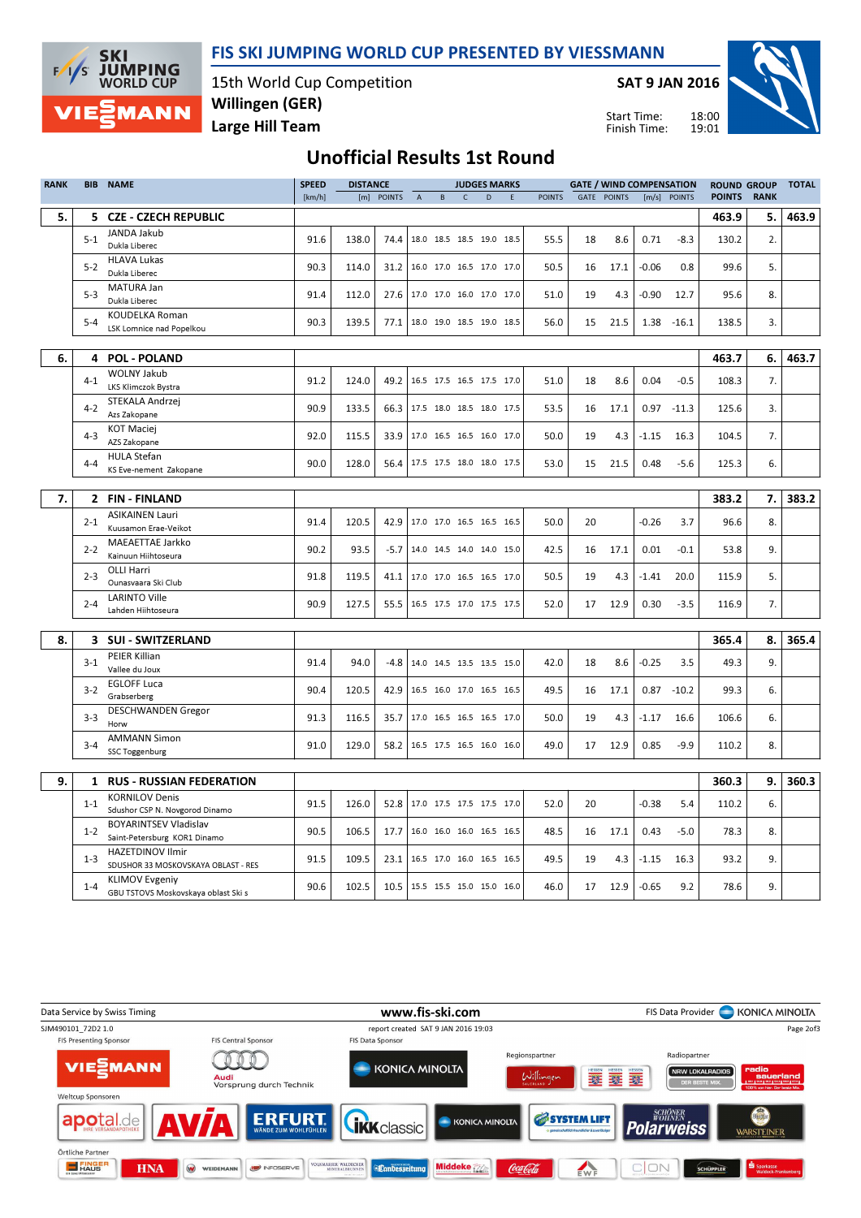# FIS SKI JUMPING WORLD CUP PRESENTED BY VIESSMANN

15th World Cup Competition
**Willingen (GER)**
**Large Hill Team**

SAT 9 JAN 2016

Start Time: 18:00
Finish Time: 19:01

## Unofficial Results 1st Round

| RANK | BIB | NAME | SPEED [km/h] | DISTANCE [m] | DISTANCE POINTS | A | B | C | D | E | JUDGES POINTS | GATE | GATE POINTS | WIND [m/s] | WIND POINTS | ROUND POINTS | GROUP RANK | TOTAL |
|---|---|---|---|---|---|---|---|---|---|---|---|---|---|---|---|---|---|---|
| **5.** | **5** | **CZE - CZECH REPUBLIC** | | | | | | | | | | | | | | **463.9** | **5.** | **463.9** |
| | 5-1 | JANDA Jakub<br>Dukla Liberec | 91.6 | 138.0 | 74.4 | 18.0 | 18.5 | 18.5 | 19.0 | 18.5 | 55.5 | 18 | 8.6 | 0.71 | -8.3 | 130.2 | 2. | |
| | 5-2 | HLAVA Lukas<br>Dukla Liberec | 90.3 | 114.0 | 31.2 | 16.0 | 17.0 | 16.5 | 17.0 | 17.0 | 50.5 | 16 | 17.1 | -0.06 | 0.8 | 99.6 | 5. | |
| | 5-3 | MATURA Jan<br>Dukla Liberec | 91.4 | 112.0 | 27.6 | 17.0 | 17.0 | 16.0 | 17.0 | 17.0 | 51.0 | 19 | 4.3 | -0.90 | 12.7 | 95.6 | 8. | |
| | 5-4 | KOUDELKA Roman<br>LSK Lomnice nad Popelkou | 90.3 | 139.5 | 77.1 | 18.0 | 19.0 | 18.5 | 19.0 | 18.5 | 56.0 | 15 | 21.5 | 1.38 | -16.1 | 138.5 | 3. | |
| **6.** | **4** | **POL - POLAND** | | | | | | | | | | | | | | **463.7** | **6.** | **463.7** |
| | 4-1 | WOLNY Jakub<br>LKS Klimczok Bystra | 91.2 | 124.0 | 49.2 | 16.5 | 17.5 | 16.5 | 17.5 | 17.0 | 51.0 | 18 | 8.6 | 0.04 | -0.5 | 108.3 | 7. | |
| | 4-2 | STEKALA Andrzej<br>Azs Zakopane | 90.9 | 133.5 | 66.3 | 17.5 | 18.0 | 18.5 | 18.0 | 17.5 | 53.5 | 16 | 17.1 | 0.97 | -11.3 | 125.6 | 3. | |
| | 4-3 | KOT Maciej<br>AZS Zakopane | 92.0 | 115.5 | 33.9 | 17.0 | 16.5 | 16.5 | 16.0 | 17.0 | 50.0 | 19 | 4.3 | -1.15 | 16.3 | 104.5 | 7. | |
| | 4-4 | HULA Stefan<br>KS Eve-nement Zakopane | 90.0 | 128.0 | 56.4 | 17.5 | 17.5 | 18.0 | 18.0 | 17.5 | 53.0 | 15 | 21.5 | 0.48 | -5.6 | 125.3 | 6. | |
| **7.** | **2** | **FIN - FINLAND** | | | | | | | | | | | | | | **383.2** | **7.** | **383.2** |
| | 2-1 | ASIKAINEN Lauri<br>Kuusamon Erae-Veikot | 91.4 | 120.5 | 42.9 | 17.0 | 17.0 | 16.5 | 16.5 | 16.5 | 50.0 | 20 | | -0.26 | 3.7 | 96.6 | 8. | |
| | 2-2 | MAEAETTAE Jarkko<br>Kainuun Hiihtoseura | 90.2 | 93.5 | -5.7 | 14.0 | 14.5 | 14.0 | 14.0 | 15.0 | 42.5 | 16 | 17.1 | 0.01 | -0.1 | 53.8 | 9. | |
| | 2-3 | OLLI Harri<br>Ounasvaara Ski Club | 91.8 | 119.5 | 41.1 | 17.0 | 17.0 | 16.5 | 16.5 | 17.0 | 50.5 | 19 | 4.3 | -1.41 | 20.0 | 115.9 | 5. | |
| | 2-4 | LARINTO Ville<br>Lahden Hiihtoseura | 90.9 | 127.5 | 55.5 | 16.5 | 17.5 | 17.0 | 17.5 | 17.5 | 52.0 | 17 | 12.9 | 0.30 | -3.5 | 116.9 | 7. | |
| **8.** | **3** | **SUI - SWITZERLAND** | | | | | | | | | | | | | | **365.4** | **8.** | **365.4** |
| | 3-1 | PEIER Killian<br>Vallee du Joux | 91.4 | 94.0 | -4.8 | 14.0 | 14.5 | 13.5 | 13.5 | 15.0 | 42.0 | 18 | 8.6 | -0.25 | 3.5 | 49.3 | 9. | |
| | 3-2 | EGLOFF Luca<br>Grabserberg | 90.4 | 120.5 | 42.9 | 16.5 | 16.0 | 17.0 | 16.5 | 16.5 | 49.5 | 16 | 17.1 | 0.87 | -10.2 | 99.3 | 6. | |
| | 3-3 | DESCHWANDEN Gregor<br>Horw | 91.3 | 116.5 | 35.7 | 17.0 | 16.5 | 16.5 | 16.5 | 17.0 | 50.0 | 19 | 4.3 | -1.17 | 16.6 | 106.6 | 6. | |
| | 3-4 | AMMANN Simon<br>SSC Toggenburg | 91.0 | 129.0 | 58.2 | 16.5 | 17.5 | 16.5 | 16.0 | 16.0 | 49.0 | 17 | 12.9 | 0.85 | -9.9 | 110.2 | 8. | |
| **9.** | **1** | **RUS - RUSSIAN FEDERATION** | | | | | | | | | | | | | | **360.3** | **9.** | **360.3** |
| | 1-1 | KORNILOV Denis<br>Sdushor CSP N. Novgorod Dinamo | 91.5 | 126.0 | 52.8 | 17.0 | 17.5 | 17.5 | 17.5 | 17.0 | 52.0 | 20 | | -0.38 | 5.4 | 110.2 | 6. | |
| | 1-2 | BOYARINTSEV Vladislav<br>Saint-Petersburg KOR1 Dinamo | 90.5 | 106.5 | 17.7 | 16.0 | 16.0 | 16.0 | 16.5 | 16.5 | 48.5 | 16 | 17.1 | 0.43 | -5.0 | 78.3 | 8. | |
| | 1-3 | HAZETDINOV Ilmir<br>SDUSHOR 33 MOSKOVSKAYA OBLAST - RES | 91.5 | 109.5 | 23.1 | 16.5 | 17.0 | 16.0 | 16.5 | 16.5 | 49.5 | 19 | 4.3 | -1.15 | 16.3 | 93.2 | 9. | |
| | 1-4 | KLIMOV Evgeniy<br>GBU TSTOVS Moskovskaya oblast Ski s | 90.6 | 102.5 | 10.5 | 15.5 | 15.5 | 15.0 | 15.0 | 16.0 | 46.0 | 17 | 12.9 | -0.65 | 9.2 | 78.6 | 9. | |

Data Service by Swiss Timing — www.fis-ski.com — FIS Data Provider KONICA MINOLTA

SJM490101_72D2 1.0 — report created SAT 9 JAN 2016 19:03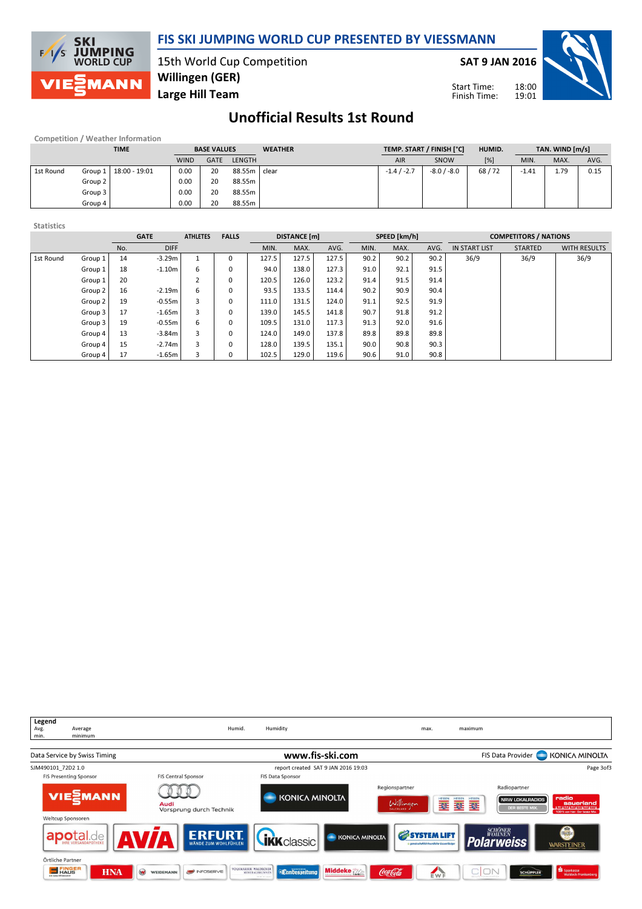# FIS SKI JUMPING WORLD CUP PRESENTED BY VIESSMANN

15th World Cup Competition
**Willingen (GER)**
**Large Hill Team**

**SAT 9 JAN 2016**

Start Time: 18:00
Finish Time: 19:01

## Unofficial Results 1st Round

### Competition / Weather Information

| | | TIME | BASE VALUES | | | WEATHER | TEMP. START / FINISH [°C] | | HUMID. | TAN. WIND [m/s] | | |
|---|---|---|---|---|---|---|---|---|---|---|---|---|
| | | | WIND | GATE | LENGTH | | AIR | SNOW | [%] | MIN. | MAX. | AVG. |
| 1st Round | Group 1 | 18:00 - 19:01 | 0.00 | 20 | 88.55m | clear | -1.4 / -2.7 | -8.0 / -8.0 | 68 / 72 | -1.41 | 1.79 | 0.15 |
| | Group 2 | | 0.00 | 20 | 88.55m | | | | | | | |
| | Group 3 | | 0.00 | 20 | 88.55m | | | | | | | |
| | Group 4 | | 0.00 | 20 | 88.55m | | | | | | | |

### Statistics

| | | GATE | | ATHLETES | FALLS | DISTANCE [m] | | | SPEED [km/h] | | | COMPETITORS / NATIONS | | |
|---|---|---|---|---|---|---|---|---|---|---|---|---|---|---|
| | | No. | DIFF | | | MIN. | MAX. | AVG. | MIN. | MAX. | AVG. | IN START LIST | STARTED | WITH RESULTS |
| 1st Round | Group 1 | 14 | -3.29m | 1 | 0 | 127.5 | 127.5 | 127.5 | 90.2 | 90.2 | 90.2 | 36/9 | 36/9 | 36/9 |
| | Group 1 | 18 | -1.10m | 6 | 0 | 94.0 | 138.0 | 127.3 | 91.0 | 92.1 | 91.5 | | | |
| | Group 1 | 20 | | 2 | 0 | 120.5 | 126.0 | 123.2 | 91.4 | 91.5 | 91.4 | | | |
| | Group 2 | 16 | -2.19m | 6 | 0 | 93.5 | 133.5 | 114.4 | 90.2 | 90.9 | 90.4 | | | |
| | Group 2 | 19 | -0.55m | 3 | 0 | 111.0 | 131.5 | 124.0 | 91.1 | 92.5 | 91.9 | | | |
| | Group 3 | 17 | -1.65m | 3 | 0 | 139.0 | 145.5 | 141.8 | 90.7 | 91.8 | 91.2 | | | |
| | Group 3 | 19 | -0.55m | 6 | 0 | 109.5 | 131.0 | 117.3 | 91.3 | 92.0 | 91.6 | | | |
| | Group 4 | 13 | -3.84m | 3 | 0 | 124.0 | 149.0 | 137.8 | 89.8 | 89.8 | 89.8 | | | |
| | Group 4 | 15 | -2.74m | 3 | 0 | 128.0 | 139.5 | 135.1 | 90.0 | 90.8 | 90.3 | | | |
| | Group 4 | 17 | -1.65m | 3 | 0 | 102.5 | 129.0 | 119.6 | 90.6 | 91.0 | 90.8 | | | |

**Legend**

| | | | | | |
|---|---|---|---|---|---|
| Avg. | Average | Humid. | Humidity | max. | maximum |
| min. | minimum | | | | |

Data Service by Swiss Timing — www.fis-ski.com — FIS Data Provider KONICA MINOLTA

SJM490101_72D2 1.0 — report created SAT 9 JAN 2016 19:03